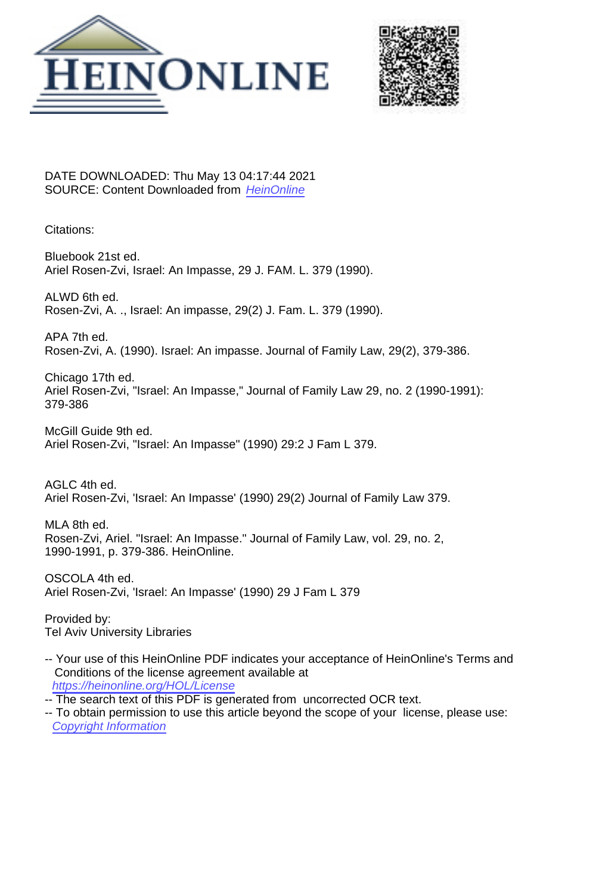DATE DOWNLOADED: Thu May 13 04:17:44 2021
SOURCE: Content Downloaded from HeinOnline

Citations:

Bluebook 21st ed.
Ariel Rosen-Zvi, Israel: An Impasse, 29 J. FAM. L. 379 (1990).

ALWD 6th ed.
Rosen-Zvi, A. ., Israel: An impasse, 29(2) J. Fam. L. 379 (1990).

APA 7th ed.
Rosen-Zvi, A. (1990). Israel: An impasse. Journal of Family Law, 29(2), 379-386.

Chicago 17th ed.
Ariel Rosen-Zvi, "Israel: An Impasse," Journal of Family Law 29, no. 2 (1990-1991): 379-386

McGill Guide 9th ed.
Ariel Rosen-Zvi, "Israel: An Impasse" (1990) 29:2 J Fam L 379.

AGLC 4th ed.
Ariel Rosen-Zvi, 'Israel: An Impasse' (1990) 29(2) Journal of Family Law 379.

MLA 8th ed.
Rosen-Zvi, Ariel. "Israel: An Impasse." Journal of Family Law, vol. 29, no. 2, 1990-1991, p. 379-386. HeinOnline.

OSCOLA 4th ed.
Ariel Rosen-Zvi, 'Israel: An Impasse' (1990) 29 J Fam L 379

Provided by:
Tel Aviv University Libraries

-- Your use of this HeinOnline PDF indicates your acceptance of HeinOnline's Terms and Conditions of the license agreement available at https://heinonline.org/HOL/License
-- The search text of this PDF is generated from uncorrected OCR text.
-- To obtain permission to use this article beyond the scope of your license, please use: Copyright Information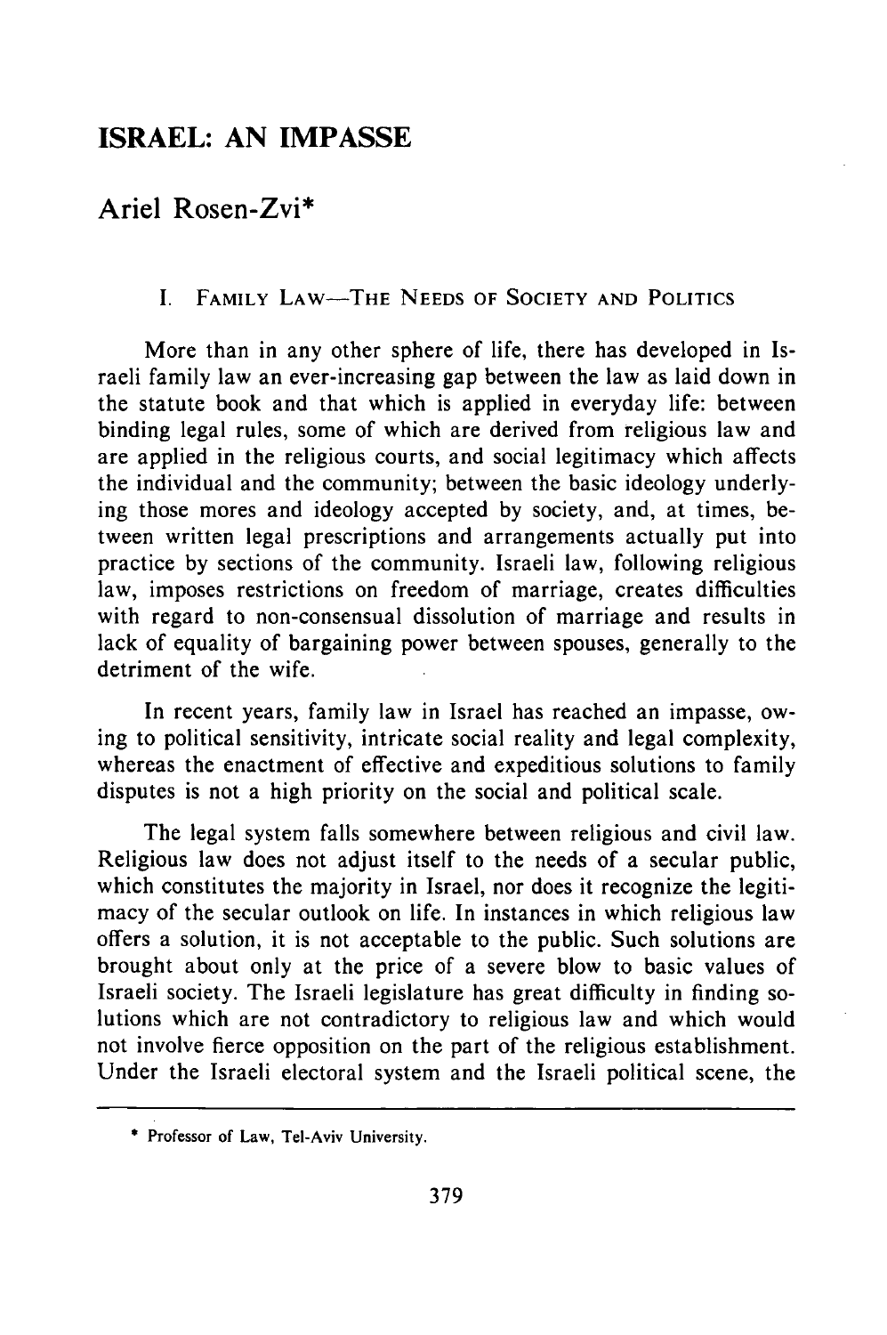# ISRAEL: AN IMPASSE

## Ariel Rosen-Zvi*

### I. Family Law—The Needs of Society and Politics

More than in any other sphere of life, there has developed in Israeli family law an ever-increasing gap between the law as laid down in the statute book and that which is applied in everyday life: between binding legal rules, some of which are derived from religious law and are applied in the religious courts, and social legitimacy which affects the individual and the community; between the basic ideology underlying those mores and ideology accepted by society, and, at times, between written legal prescriptions and arrangements actually put into practice by sections of the community. Israeli law, following religious law, imposes restrictions on freedom of marriage, creates difficulties with regard to non-consensual dissolution of marriage and results in lack of equality of bargaining power between spouses, generally to the detriment of the wife.

In recent years, family law in Israel has reached an impasse, owing to political sensitivity, intricate social reality and legal complexity, whereas the enactment of effective and expeditious solutions to family disputes is not a high priority on the social and political scale.

The legal system falls somewhere between religious and civil law. Religious law does not adjust itself to the needs of a secular public, which constitutes the majority in Israel, nor does it recognize the legitimacy of the secular outlook on life. In instances in which religious law offers a solution, it is not acceptable to the public. Such solutions are brought about only at the price of a severe blow to basic values of Israeli society. The Israeli legislature has great difficulty in finding solutions which are not contradictory to religious law and which would not involve fierce opposition on the part of the religious establishment. Under the Israeli electoral system and the Israeli political scene, the

---

\* Professor of Law, Tel-Aviv University.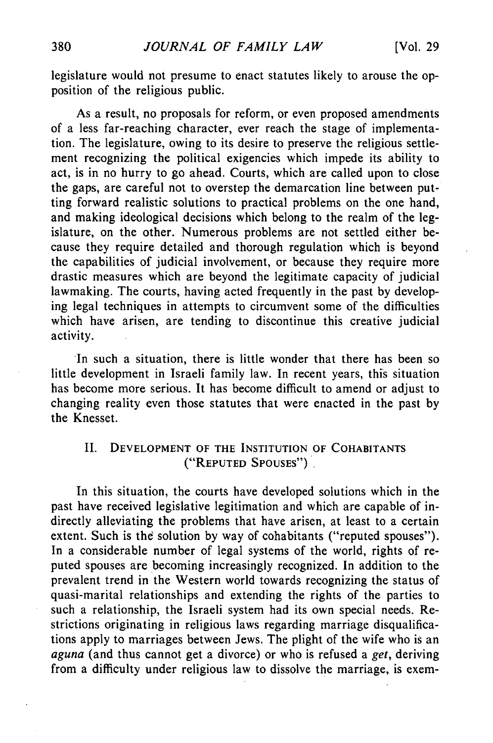legislature would not presume to enact statutes likely to arouse the opposition of the religious public.

As a result, no proposals for reform, or even proposed amendments of a less far-reaching character, ever reach the stage of implementation. The legislature, owing to its desire to preserve the religious settlement recognizing the political exigencies which impede its ability to act, is in no hurry to go ahead. Courts, which are called upon to close the gaps, are careful not to overstep the demarcation line between putting forward realistic solutions to practical problems on the one hand, and making ideological decisions which belong to the realm of the legislature, on the other. Numerous problems are not settled either because they require detailed and thorough regulation which is beyond the capabilities of judicial involvement, or because they require more drastic measures which are beyond the legitimate capacity of judicial lawmaking. The courts, having acted frequently in the past by developing legal techniques in attempts to circumvent some of the difficulties which have arisen, are tending to discontinue this creative judicial activity.

In such a situation, there is little wonder that there has been so little development in Israeli family law. In recent years, this situation has become more serious. It has become difficult to amend or adjust to changing reality even those statutes that were enacted in the past by the Knesset.

## II. Development of the Institution of Cohabitants ("Reputed Spouses")

In this situation, the courts have developed solutions which in the past have received legislative legitimation and which are capable of indirectly alleviating the problems that have arisen, at least to a certain extent. Such is the solution by way of cohabitants ("reputed spouses"). In a considerable number of legal systems of the world, rights of reputed spouses are becoming increasingly recognized. In addition to the prevalent trend in the Western world towards recognizing the status of quasi-marital relationships and extending the rights of the parties to such a relationship, the Israeli system had its own special needs. Restrictions originating in religious laws regarding marriage disqualifications apply to marriages between Jews. The plight of the wife who is an *aguna* (and thus cannot get a divorce) or who is refused a *get*, deriving from a difficulty under religious law to dissolve the marriage, is exem-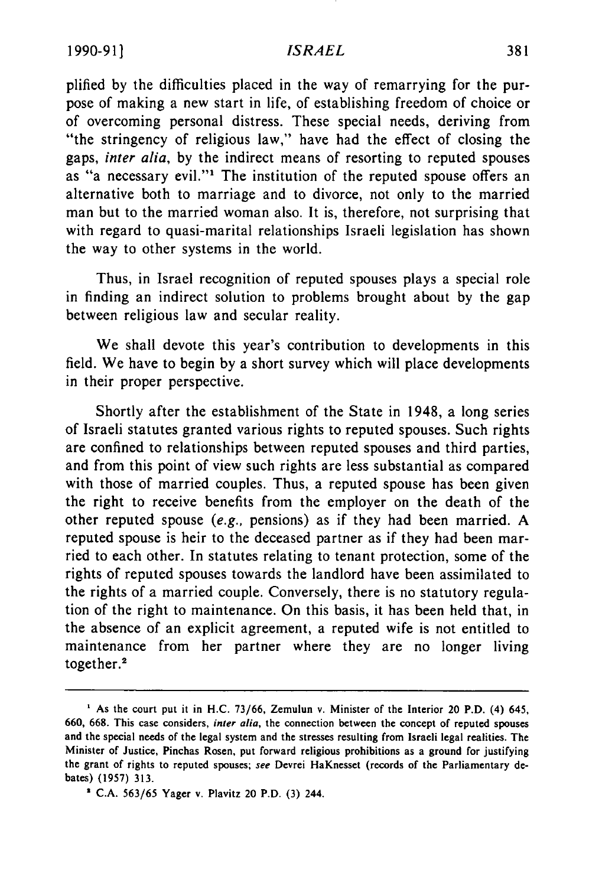plified by the difficulties placed in the way of remarrying for the purpose of making a new start in life, of establishing freedom of choice or of overcoming personal distress. These special needs, deriving from "the stringency of religious law," have had the effect of closing the gaps, *inter alia*, by the indirect means of resorting to reputed spouses as "a necessary evil."[1] The institution of the reputed spouse offers an alternative both to marriage and to divorce, not only to the married man but to the married woman also. It is, therefore, not surprising that with regard to quasi-marital relationships Israeli legislation has shown the way to other systems in the world.

Thus, in Israel recognition of reputed spouses plays a special role in finding an indirect solution to problems brought about by the gap between religious law and secular reality.

We shall devote this year's contribution to developments in this field. We have to begin by a short survey which will place developments in their proper perspective.

Shortly after the establishment of the State in 1948, a long series of Israeli statutes granted various rights to reputed spouses. Such rights are confined to relationships between reputed spouses and third parties, and from this point of view such rights are less substantial as compared with those of married couples. Thus, a reputed spouse has been given the right to receive benefits from the employer on the death of the other reputed spouse (*e.g.*, pensions) as if they had been married. A reputed spouse is heir to the deceased partner as if they had been married to each other. In statutes relating to tenant protection, some of the rights of reputed spouses towards the landlord have been assimilated to the rights of a married couple. Conversely, there is no statutory regulation of the right to maintenance. On this basis, it has been held that, in the absence of an explicit agreement, a reputed wife is not entitled to maintenance from her partner where they are no longer living together.[2]

---

[1] As the court put it in H.C. 73/66, Zemulun v. Minister of the Interior 20 P.D. (4) 645, 660, 668. This case considers, *inter alia*, the connection between the concept of reputed spouses and the special needs of the legal system and the stresses resulting from Israeli legal realities. The Minister of Justice, Pinchas Rosen, put forward religious prohibitions as a ground for justifying the grant of rights to reputed spouses; *see* Devrei HaKnesset (records of the Parliamentary debates) (1957) 313.

[2] C.A. 563/65 Yager v. Plavitz 20 P.D. (3) 244.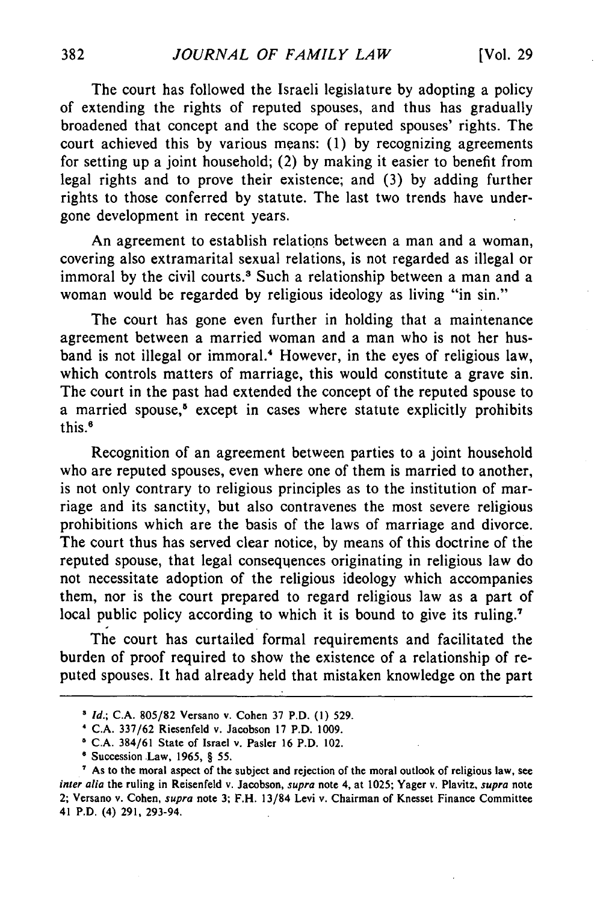The court has followed the Israeli legislature by adopting a policy of extending the rights of reputed spouses, and thus has gradually broadened that concept and the scope of reputed spouses' rights. The court achieved this by various means: (1) by recognizing agreements for setting up a joint household; (2) by making it easier to benefit from legal rights and to prove their existence; and (3) by adding further rights to those conferred by statute. The last two trends have undergone development in recent years.

An agreement to establish relations between a man and a woman, covering also extramarital sexual relations, is not regarded as illegal or immoral by the civil courts.[3] Such a relationship between a man and a woman would be regarded by religious ideology as living "in sin."

The court has gone even further in holding that a maintenance agreement between a married woman and a man who is not her husband is not illegal or immoral.[4] However, in the eyes of religious law, which controls matters of marriage, this would constitute a grave sin. The court in the past had extended the concept of the reputed spouse to a married spouse,[5] except in cases where statute explicitly prohibits this.[6]

Recognition of an agreement between parties to a joint household who are reputed spouses, even where one of them is married to another, is not only contrary to religious principles as to the institution of marriage and its sanctity, but also contravenes the most severe religious prohibitions which are the basis of the laws of marriage and divorce. The court thus has served clear notice, by means of this doctrine of the reputed spouse, that legal consequences originating in religious law do not necessitate adoption of the religious ideology which accompanies them, nor is the court prepared to regard religious law as a part of local public policy according to which it is bound to give its ruling.[7]

The court has curtailed formal requirements and facilitated the burden of proof required to show the existence of a relationship of reputed spouses. It had already held that mistaken knowledge on the part

---

[3] *Id.*; C.A. 805/82 Versano v. Cohen 37 P.D. (1) 529.

[4] C.A. 337/62 Riesenfeld v. Jacobson 17 P.D. 1009.

[5] C.A. 384/61 State of Israel v. Pasler 16 P.D. 102.

[6] Succession Law, 1965, § 55.

[7] As to the moral aspect of the subject and rejection of the moral outlook of religious law, see *inter alia* the ruling in Reisenfeld v. Jacobson, *supra* note 4, at 1025; Yager v. Plavitz, *supra* note 2; Versano v. Cohen, *supra* note 3; F.H. 13/84 Levi v. Chairman of Knesset Finance Committee 41 P.D. (4) 291, 293-94.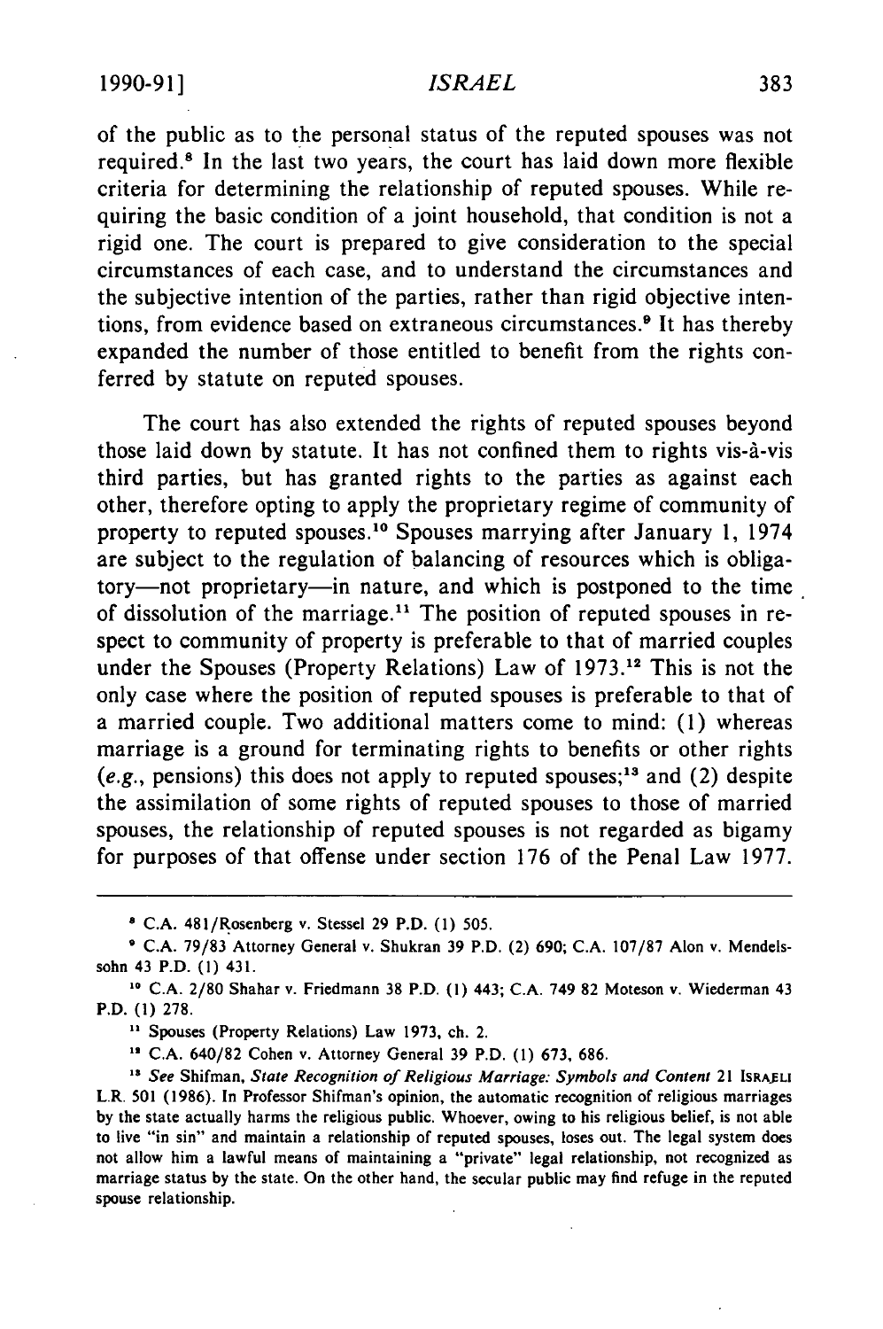of the public as to the personal status of the reputed spouses was not required.[8] In the last two years, the court has laid down more flexible criteria for determining the relationship of reputed spouses. While requiring the basic condition of a joint household, that condition is not a rigid one. The court is prepared to give consideration to the special circumstances of each case, and to understand the circumstances and the subjective intention of the parties, rather than rigid objective intentions, from evidence based on extraneous circumstances.[9] It has thereby expanded the number of those entitled to benefit from the rights conferred by statute on reputed spouses.

The court has also extended the rights of reputed spouses beyond those laid down by statute. It has not confined them to rights vis-à-vis third parties, but has granted rights to the parties as against each other, therefore opting to apply the proprietary regime of community of property to reputed spouses.[10] Spouses marrying after January 1, 1974 are subject to the regulation of balancing of resources which is obligatory—not proprietary—in nature, and which is postponed to the time of dissolution of the marriage.[11] The position of reputed spouses in respect to community of property is preferable to that of married couples under the Spouses (Property Relations) Law of 1973.[12] This is not the only case where the position of reputed spouses is preferable to that of a married couple. Two additional matters come to mind: (1) whereas marriage is a ground for terminating rights to benefits or other rights (*e.g.*, pensions) this does not apply to reputed spouses;[13] and (2) despite the assimilation of some rights of reputed spouses to those of married spouses, the relationship of reputed spouses is not regarded as bigamy for purposes of that offense under section 176 of the Penal Law 1977.

---

[8] C.A. 481/Rosenberg v. Stessel 29 P.D. (1) 505.

[9] C.A. 79/83 Attorney General v. Shukran 39 P.D. (2) 690; C.A. 107/87 Alon v. Mendelssohn 43 P.D. (1) 431.

[10] C.A. 2/80 Shahar v. Friedmann 38 P.D. (1) 443; C.A. 749 82 Moteson v. Wiederman 43 P.D. (1) 278.

[11] Spouses (Property Relations) Law 1973, ch. 2.

[12] C.A. 640/82 Cohen v. Attorney General 39 P.D. (1) 673, 686.

[13] *See* Shifman, *State Recognition of Religious Marriage: Symbols and Content* 21 ISRAELI L.R. 501 (1986). In Professor Shifman's opinion, the automatic recognition of religious marriages by the state actually harms the religious public. Whoever, owing to his religious belief, is not able to live "in sin" and maintain a relationship of reputed spouses, loses out. The legal system does not allow him a lawful means of maintaining a "private" legal relationship, not recognized as marriage status by the state. On the other hand, the secular public may find refuge in the reputed spouse relationship.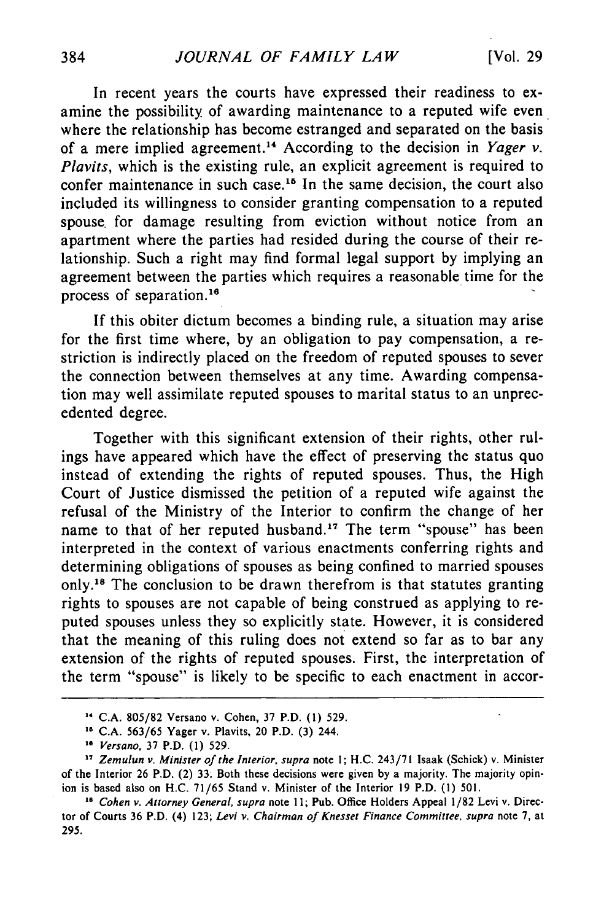In recent years the courts have expressed their readiness to examine the possibility of awarding maintenance to a reputed wife even where the relationship has become estranged and separated on the basis of a mere implied agreement.[14] According to the decision in *Yager v. Plavits*, which is the existing rule, an explicit agreement is required to confer maintenance in such case.[15] In the same decision, the court also included its willingness to consider granting compensation to a reputed spouse for damage resulting from eviction without notice from an apartment where the parties had resided during the course of their relationship. Such a right may find formal legal support by implying an agreement between the parties which requires a reasonable time for the process of separation.[16]

If this obiter dictum becomes a binding rule, a situation may arise for the first time where, by an obligation to pay compensation, a restriction is indirectly placed on the freedom of reputed spouses to sever the connection between themselves at any time. Awarding compensation may well assimilate reputed spouses to marital status to an unprecedented degree.

Together with this significant extension of their rights, other rulings have appeared which have the effect of preserving the status quo instead of extending the rights of reputed spouses. Thus, the High Court of Justice dismissed the petition of a reputed wife against the refusal of the Ministry of the Interior to confirm the change of her name to that of her reputed husband.[17] The term "spouse" has been interpreted in the context of various enactments conferring rights and determining obligations of spouses as being confined to married spouses only.[18] The conclusion to be drawn therefrom is that statutes granting rights to spouses are not capable of being construed as applying to reputed spouses unless they so explicitly state. However, it is considered that the meaning of this ruling does not extend so far as to bar any extension of the rights of reputed spouses. First, the interpretation of the term "spouse" is likely to be specific to each enactment in accor-

---

[14] C.A. 805/82 Versano v. Cohen, 37 P.D. (1) 529.

[15] C.A. 563/65 Yager v. Plavits, 20 P.D. (3) 244.

[16] *Versano*, 37 P.D. (1) 529.

[17] *Zemulun v. Minister of the Interior*, *supra* note 1; H.C. 243/71 Isaak (Schick) v. Minister of the Interior 26 P.D. (2) 33. Both these decisions were given by a majority. The majority opinion is based also on H.C. 71/65 Stand v. Minister of the Interior 19 P.D. (1) 501.

[18] *Cohen v. Attorney General*, *supra* note 11; Pub. Office Holders Appeal 1/82 Levi v. Director of Courts 36 P.D. (4) 123; *Levi v. Chairman of Knesset Finance Committee*, *supra* note 7, at 295.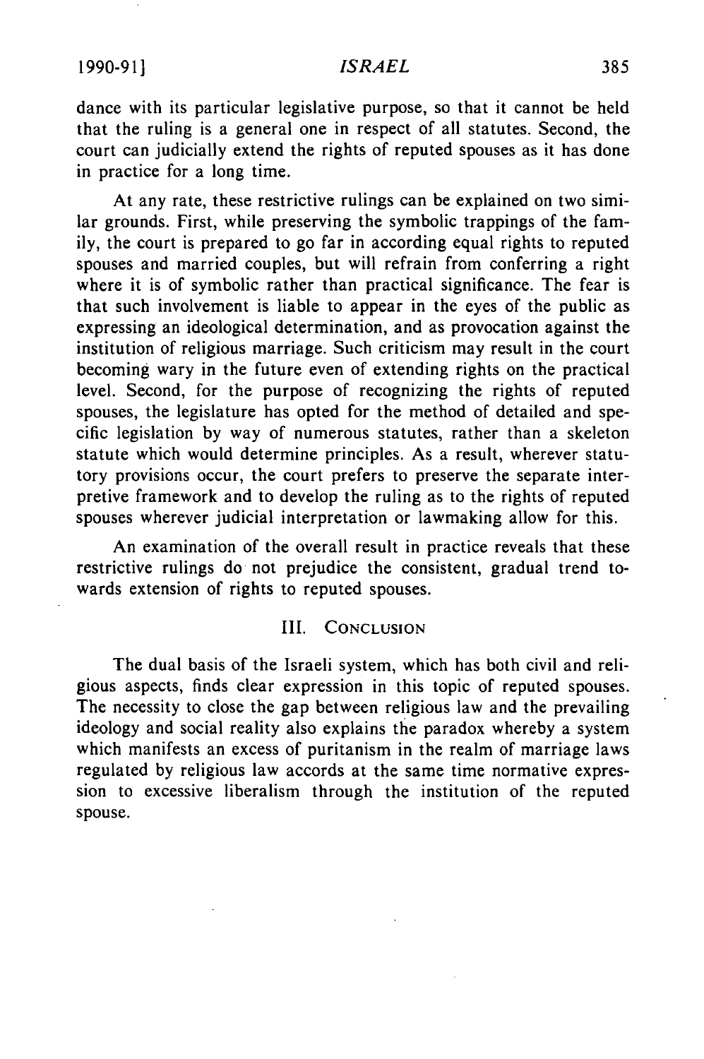dance with its particular legislative purpose, so that it cannot be held that the ruling is a general one in respect of all statutes. Second, the court can judicially extend the rights of reputed spouses as it has done in practice for a long time.

At any rate, these restrictive rulings can be explained on two similar grounds. First, while preserving the symbolic trappings of the family, the court is prepared to go far in according equal rights to reputed spouses and married couples, but will refrain from conferring a right where it is of symbolic rather than practical significance. The fear is that such involvement is liable to appear in the eyes of the public as expressing an ideological determination, and as provocation against the institution of religious marriage. Such criticism may result in the court becoming wary in the future even of extending rights on the practical level. Second, for the purpose of recognizing the rights of reputed spouses, the legislature has opted for the method of detailed and specific legislation by way of numerous statutes, rather than a skeleton statute which would determine principles. As a result, wherever statutory provisions occur, the court prefers to preserve the separate interpretive framework and to develop the ruling as to the rights of reputed spouses wherever judicial interpretation or lawmaking allow for this.

An examination of the overall result in practice reveals that these restrictive rulings do not prejudice the consistent, gradual trend towards extension of rights to reputed spouses.

## III. Conclusion

The dual basis of the Israeli system, which has both civil and religious aspects, finds clear expression in this topic of reputed spouses. The necessity to close the gap between religious law and the prevailing ideology and social reality also explains the paradox whereby a system which manifests an excess of puritanism in the realm of marriage laws regulated by religious law accords at the same time normative expression to excessive liberalism through the institution of the reputed spouse.